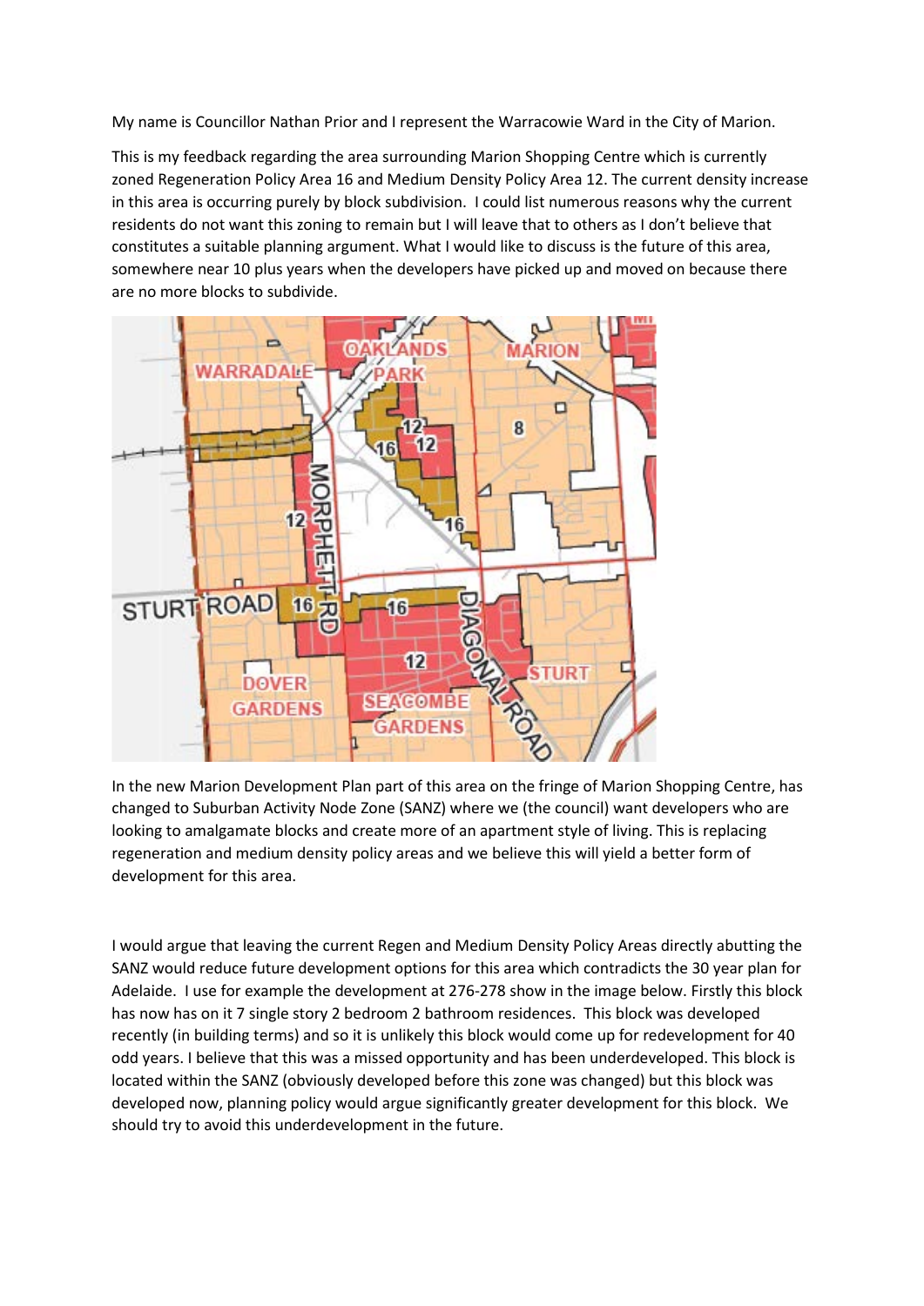My name is Councillor Nathan Prior and I represent the Warracowie Ward in the City of Marion.

This is my feedback regarding the area surrounding Marion Shopping Centre which is currently zoned Regeneration Policy Area 16 and Medium Density Policy Area 12. The current density increase in this area is occurring purely by block subdivision. I could list numerous reasons why the current residents do not want this zoning to remain but I will leave that to others as I don't believe that constitutes a suitable planning argument. What I would like to discuss is the future of this area, somewhere near 10 plus years when the developers have picked up and moved on because there are no more blocks to subdivide.

In the new Marion Development Plan part of this area on the fringe of Marion Shopping Centre, has changed to Suburban Activity Node Zone (SANZ) where we (the council) want developers who are looking to amalgamate blocks and create more of an apartment style of living. This is replacing regeneration and medium density policy areas and we believe this will yield a better form of development for this area.

I would argue that leaving the current Regen and Medium Density Policy Areas directly abutting the SANZ would reduce future development options for this area which contradicts the 30 year plan for Adelaide. I use for example the development at 276-278 show in the image below. Firstly this block has now has on it 7 single story 2 bedroom 2 bathroom residences. This block was developed recently (in building terms) and so it is unlikely this block would come up for redevelopment for 40 odd years. I believe that this was a missed opportunity and has been underdeveloped. This block is located within the SANZ (obviously developed before this zone was changed) but this block was developed now, planning policy would argue significantly greater development for this block. We should try to avoid this underdevelopment in the future.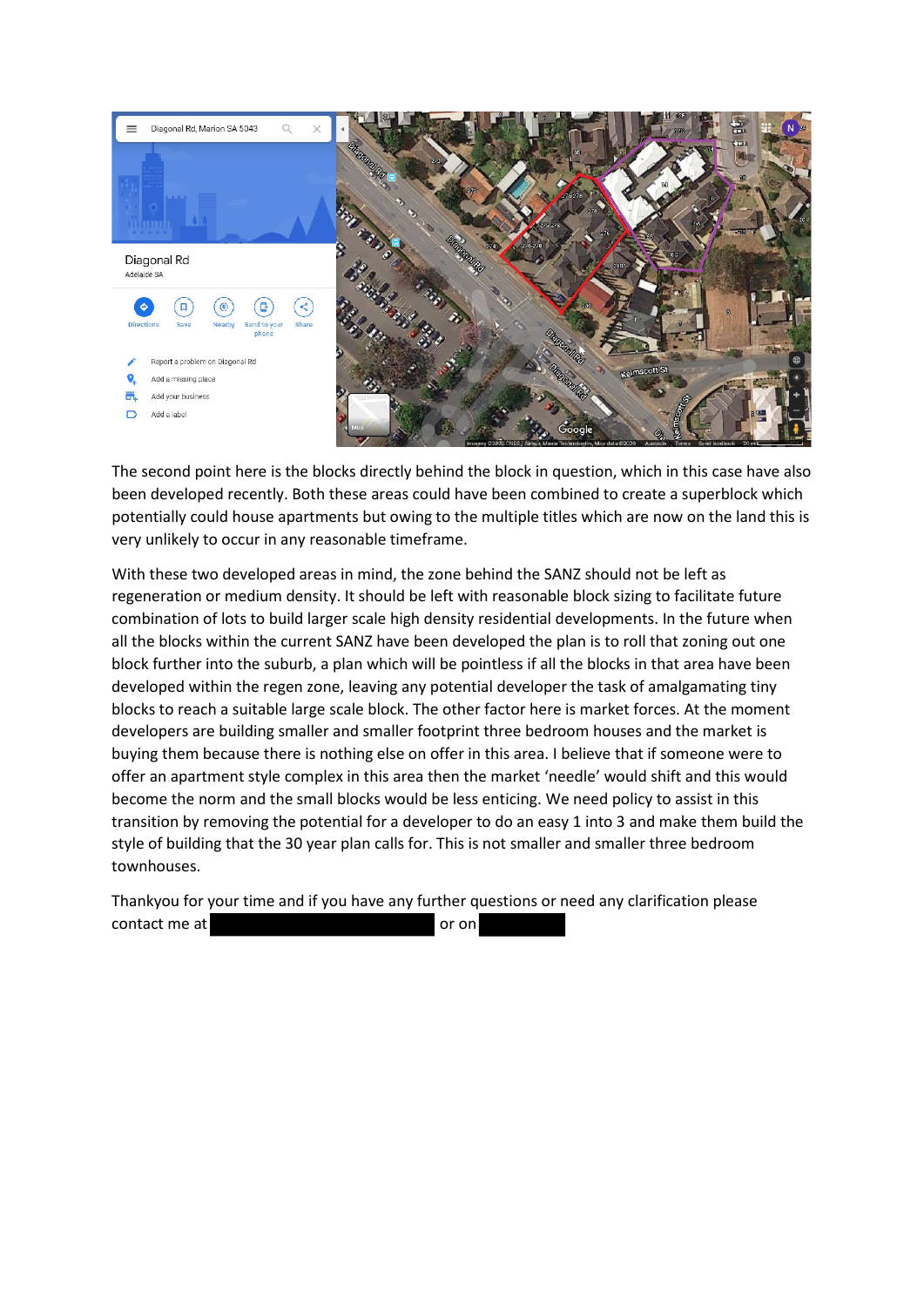The second point here is the blocks directly behind the block in question, which in this case have also been developed recently. Both these areas could have been combined to create a superblock which potentially could house apartments but owing to the multiple titles which are now on the land this is very unlikely to occur in any reasonable timeframe.

With these two developed areas in mind, the zone behind the SANZ should not be left as regeneration or medium density. It should be left with reasonable block sizing to facilitate future combination of lots to build larger scale high density residential developments. In the future when all the blocks within the current SANZ have been developed the plan is to roll that zoning out one block further into the suburb, a plan which will be pointless if all the blocks in that area have been developed within the regen zone, leaving any potential developer the task of amalgamating tiny blocks to reach a suitable large scale block. The other factor here is market forces. At the moment developers are building smaller and smaller footprint three bedroom houses and the market is buying them because there is nothing else on offer in this area. I believe that if someone were to offer an apartment style complex in this area then the market 'needle' would shift and this would become the norm and the small blocks would be less enticing. We need policy to assist in this transition by removing the potential for a developer to do an easy 1 into 3 and make them build the style of building that the 30 year plan calls for. This is not smaller and smaller three bedroom townhouses.

Thankyou for your time and if you have any further questions or need any clarification please contact me at ██████████████ or on ██████